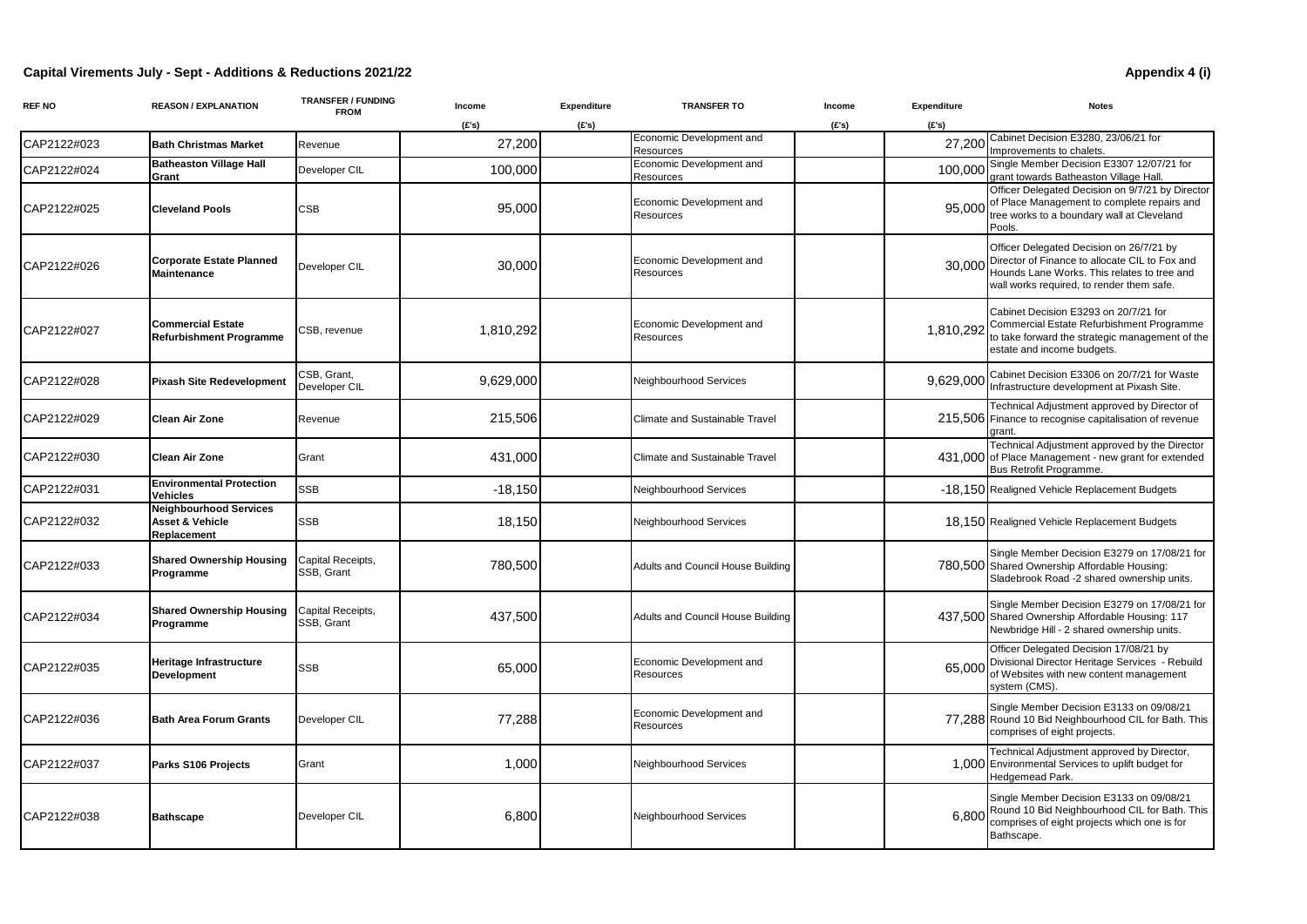## Capital Virements July - Sept - Additions & Reductions 2021/22

**Appendix 4 (i)**

| REF NO | REASON / EXPLANATION | TRANSFER / FUNDING FROM | Income (£'s) | Expenditure (£'s) | TRANSFER TO | Income (£'s) | Expenditure (£'s) | Notes |
|---|---|---|---|---|---|---|---|---|
| CAP2122#023 | **Bath Christmas Market** | Revenue | 27,200 | | Economic Development and Resources | | 27,200 | Cabinet Decision E3280, 23/06/21 for Improvements to chalets. |
| CAP2122#024 | **Batheaston Village Hall Grant** | Developer CIL | 100,000 | | Economic Development and Resources | | 100,000 | Single Member Decision E3307 12/07/21 for grant towards Batheaston Village Hall. |
| CAP2122#025 | **Cleveland Pools** | CSB | 95,000 | | Economic Development and Resources | | 95,000 | Officer Delegated Decision on 9/7/21 by Director of Place Management to complete repairs and tree works to a boundary wall at Cleveland Pools. |
| CAP2122#026 | **Corporate Estate Planned Maintenance** | Developer CIL | 30,000 | | Economic Development and Resources | | 30,000 | Officer Delegated Decision on 26/7/21 by Director of Finance to allocate CIL to Fox and Hounds Lane Works. This relates to tree and wall works required, to render them safe. |
| CAP2122#027 | **Commercial Estate Refurbishment Programme** | CSB, revenue | 1,810,292 | | Economic Development and Resources | | 1,810,292 | Cabinet Decision E3293 on 20/7/21 for Commercial Estate Refurbishment Programme to take forward the strategic management of the estate and income budgets. |
| CAP2122#028 | **Pixash Site Redevelopment** | CSB, Grant, Developer CIL | 9,629,000 | | Neighbourhood Services | | 9,629,000 | Cabinet Decision E3306 on 20/7/21 for Waste Infrastructure development at Pixash Site. |
| CAP2122#029 | **Clean Air Zone** | Revenue | 215,506 | | Climate and Sustainable Travel | | 215,506 | Technical Adjustment approved by Director of Finance to recognise capitalisation of revenue grant. |
| CAP2122#030 | **Clean Air Zone** | Grant | 431,000 | | Climate and Sustainable Travel | | 431,000 | Technical Adjustment approved by the Director of Place Management - new grant for extended Bus Retrofit Programme. |
| CAP2122#031 | **Environmental Protection Vehicles** | SSB | -18,150 | | Neighbourhood Services | | -18,150 | Realigned Vehicle Replacement Budgets |
| CAP2122#032 | **Neighbourhood Services Asset & Vehicle Replacement** | SSB | 18,150 | | Neighbourhood Services | | 18,150 | Realigned Vehicle Replacement Budgets |
| CAP2122#033 | **Shared Ownership Housing Programme** | Capital Receipts, SSB, Grant | 780,500 | | Adults and Council House Building | | 780,500 | Single Member Decision E3279 on 17/08/21 for Shared Ownership Affordable Housing: Sladebrook Road -2 shared ownership units. |
| CAP2122#034 | **Shared Ownership Housing Programme** | Capital Receipts, SSB, Grant | 437,500 | | Adults and Council House Building | | 437,500 | Single Member Decision E3279 on 17/08/21 for Shared Ownership Affordable Housing: 117 Newbridge Hill - 2 shared ownership units. |
| CAP2122#035 | **Heritage Infrastructure Development** | SSB | 65,000 | | Economic Development and Resources | | 65,000 | Officer Delegated Decision 17/08/21 by Divisional Director Heritage Services - Rebuild of Websites with new content management system (CMS). |
| CAP2122#036 | **Bath Area Forum Grants** | Developer CIL | 77,288 | | Economic Development and Resources | | 77,288 | Single Member Decision E3133 on 09/08/21 Round 10 Bid Neighbourhood CIL for Bath. This comprises of eight projects. |
| CAP2122#037 | **Parks S106 Projects** | Grant | 1,000 | | Neighbourhood Services | | 1,000 | Technical Adjustment approved by Director, Environmental Services to uplift budget for Hedgemead Park. |
| CAP2122#038 | **Bathscape** | Developer CIL | 6,800 | | Neighbourhood Services | | 6,800 | Single Member Decision E3133 on 09/08/21 Round 10 Bid Neighbourhood CIL for Bath. This comprises of eight projects which one is for Bathscape. |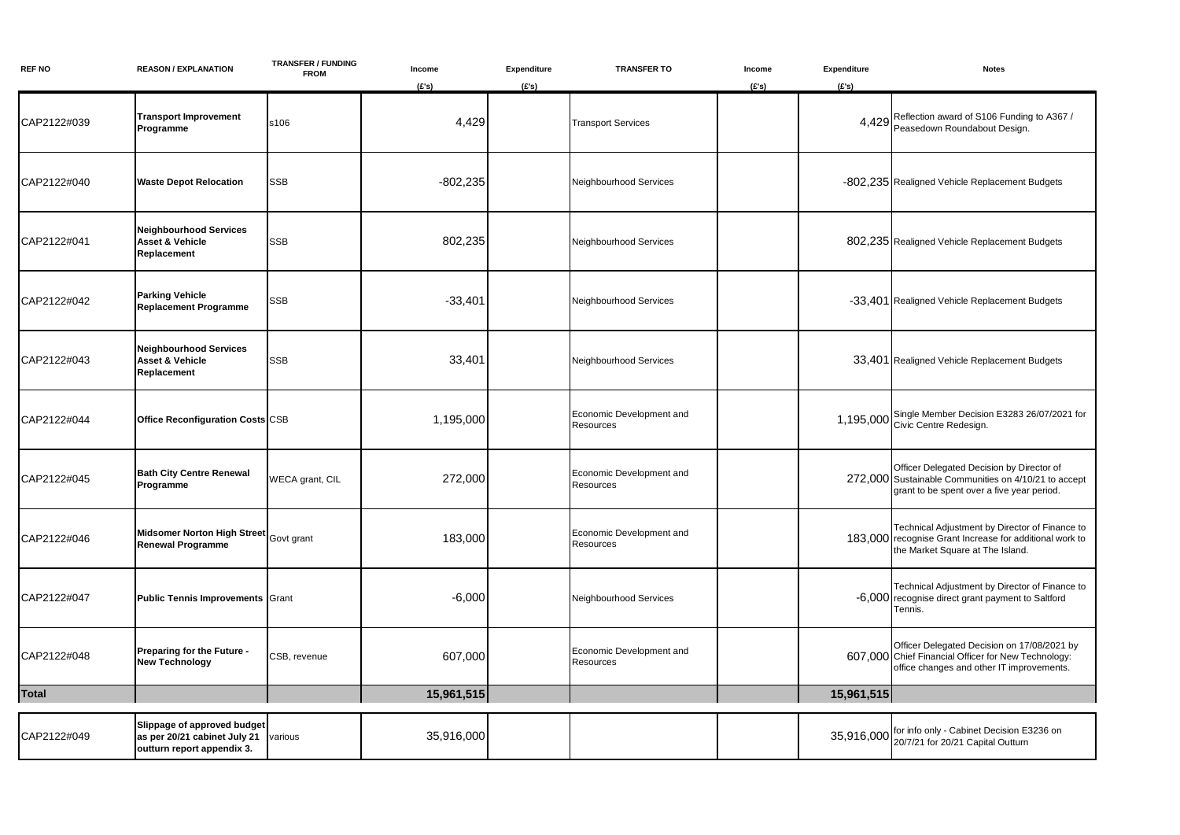| REF NO | REASON / EXPLANATION | TRANSFER / FUNDING FROM | Income (£'s) | Expenditure (£'s) | TRANSFER TO | Income (£'s) | Expenditure (£'s) | Notes |
|---|---|---|---|---|---|---|---|---|
| CAP2122#039 | **Transport Improvement Programme** | s106 | 4,429 | | Transport Services | | 4,429 | Reflection award of S106 Funding to A367 / Peasedown Roundabout Design. |
| CAP2122#040 | **Waste Depot Relocation** | SSB | -802,235 | | Neighbourhood Services | | -802,235 | Realigned Vehicle Replacement Budgets |
| CAP2122#041 | **Neighbourhood Services Asset & Vehicle Replacement** | SSB | 802,235 | | Neighbourhood Services | | 802,235 | Realigned Vehicle Replacement Budgets |
| CAP2122#042 | **Parking Vehicle Replacement Programme** | SSB | -33,401 | | Neighbourhood Services | | -33,401 | Realigned Vehicle Replacement Budgets |
| CAP2122#043 | **Neighbourhood Services Asset & Vehicle Replacement** | SSB | 33,401 | | Neighbourhood Services | | 33,401 | Realigned Vehicle Replacement Budgets |
| CAP2122#044 | **Office Reconfiguration Costs** | CSB | 1,195,000 | | Economic Development and Resources | | 1,195,000 | Single Member Decision E3283 26/07/2021 for Civic Centre Redesign. |
| CAP2122#045 | **Bath City Centre Renewal Programme** | WECA grant, CIL | 272,000 | | Economic Development and Resources | | 272,000 | Officer Delegated Decision by Director of Sustainable Communities on 4/10/21 to accept grant to be spent over a five year period. |
| CAP2122#046 | **Midsomer Norton High Street Renewal Programme** | Govt grant | 183,000 | | Economic Development and Resources | | 183,000 | Technical Adjustment by Director of Finance to recognise Grant Increase for additional work to the Market Square at The Island. |
| CAP2122#047 | **Public Tennis Improvements** | Grant | -6,000 | | Neighbourhood Services | | -6,000 | Technical Adjustment by Director of Finance to recognise direct grant payment to Saltford Tennis. |
| CAP2122#048 | **Preparing for the Future - New Technology** | CSB, revenue | 607,000 | | Economic Development and Resources | | 607,000 | Officer Delegated Decision on 17/08/2021 by Chief Financial Officer for New Technology: office changes and other IT improvements. |
| **Total** | | | **15,961,515** | | | | **15,961,515** | |
| CAP2122#049 | **Slippage of approved budget as per 20/21 cabinet July 21 outturn report appendix 3.** | various | 35,916,000 | | | | 35,916,000 | for info only - Cabinet Decision E3236 on 20/7/21 for 20/21 Capital Outturn |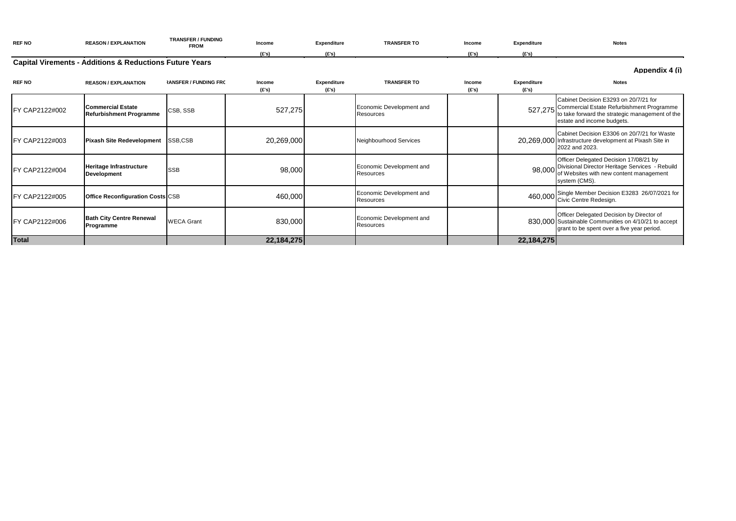**Appendix 4 (i)**

## Capital Virements - Additions & Reductions Future Years

| REF NO | REASON / EXPLANATION | TRANSFER / FUNDING FROM | Income (£'s) | Expenditure (£'s) | TRANSFER TO | Income (£'s) | Expenditure (£'s) | Notes |
|---|---|---|---|---|---|---|---|---|
| FY CAP2122#002 | **Commercial Estate Refurbishment Programme** | CSB, SSB | 527,275 | | Economic Development and Resources | | 527,275 | Cabinet Decision E3293 on 20/7/21 for Commercial Estate Refurbishment Programme to take forward the strategic management of the estate and income budgets. |
| FY CAP2122#003 | **Pixash Site Redevelopment** | SSB,CSB | 20,269,000 | | Neighbourhood Services | | 20,269,000 | Cabinet Decision E3306 on 20/7/21 for Waste Infrastructure development at Pixash Site in 2022 and 2023. |
| FY CAP2122#004 | **Heritage Infrastructure Development** | SSB | 98,000 | | Economic Development and Resources | | 98,000 | Officer Delegated Decision 17/08/21 by Divisional Director Heritage Services - Rebuild of Websites with new content management system (CMS). |
| FY CAP2122#005 | **Office Reconfiguration Costs** | CSB | 460,000 | | Economic Development and Resources | | 460,000 | Single Member Decision E3283 26/07/2021 for Civic Centre Redesign. |
| FY CAP2122#006 | **Bath City Centre Renewal Programme** | WECA Grant | 830,000 | | Economic Development and Resources | | 830,000 | Officer Delegated Decision by Director of Sustainable Communities on 4/10/21 to accept grant to be spent over a five year period. |
| **Total** | | | **22,184,275** | | | | **22,184,275** | |